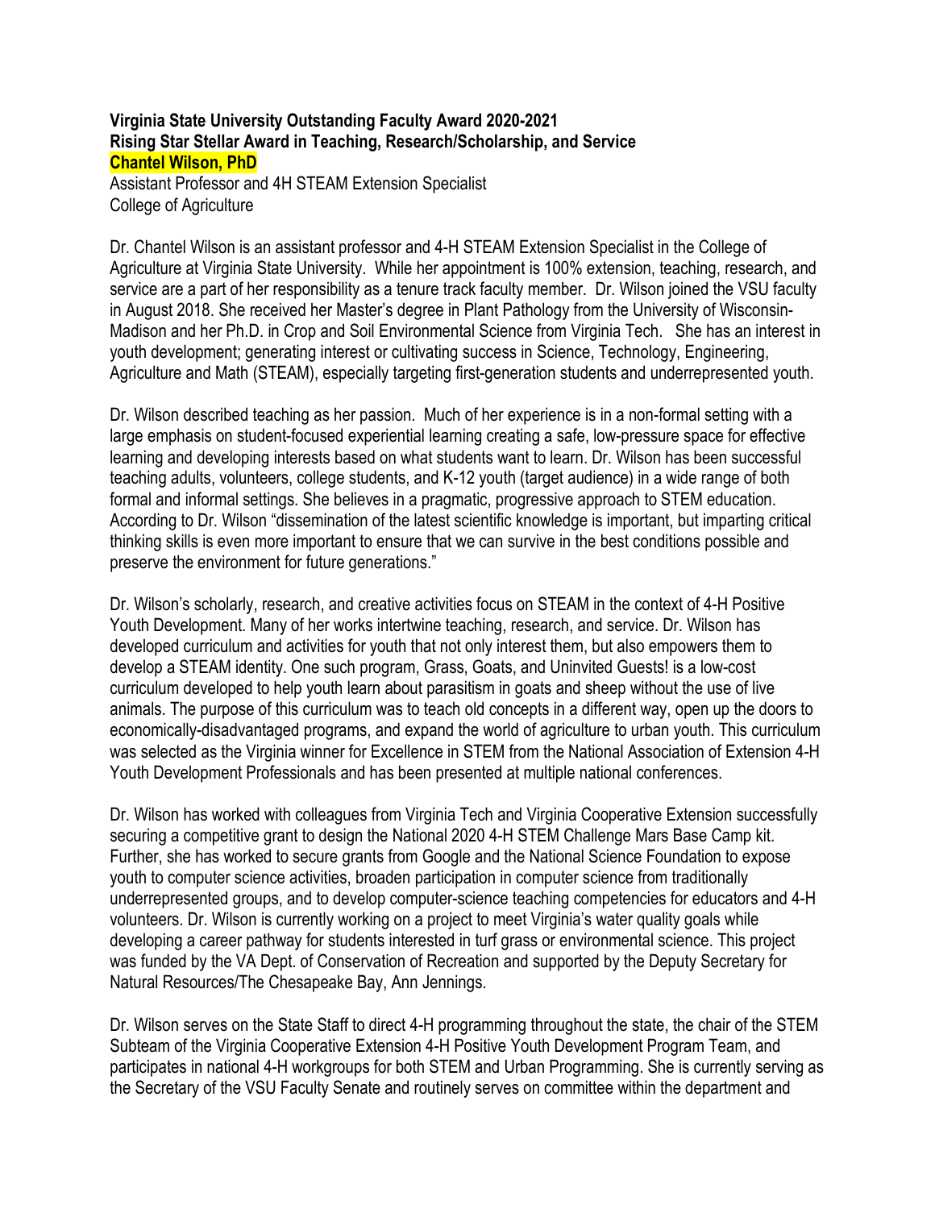**Virginia State University Outstanding Faculty Award 2020-2021**
**Rising Star Stellar Award in Teaching, Research/Scholarship, and Service**
**Chantel Wilson, PhD**
Assistant Professor and 4H STEAM Extension Specialist
College of Agriculture

Dr. Chantel Wilson is an assistant professor and 4-H STEAM Extension Specialist in the College of Agriculture at Virginia State University. While her appointment is 100% extension, teaching, research, and service are a part of her responsibility as a tenure track faculty member. Dr. Wilson joined the VSU faculty in August 2018. She received her Master's degree in Plant Pathology from the University of Wisconsin-Madison and her Ph.D. in Crop and Soil Environmental Science from Virginia Tech. She has an interest in youth development; generating interest or cultivating success in Science, Technology, Engineering, Agriculture and Math (STEAM), especially targeting first-generation students and underrepresented youth.

Dr. Wilson described teaching as her passion. Much of her experience is in a non-formal setting with a large emphasis on student-focused experiential learning creating a safe, low-pressure space for effective learning and developing interests based on what students want to learn. Dr. Wilson has been successful teaching adults, volunteers, college students, and K-12 youth (target audience) in a wide range of both formal and informal settings. She believes in a pragmatic, progressive approach to STEM education. According to Dr. Wilson "dissemination of the latest scientific knowledge is important, but imparting critical thinking skills is even more important to ensure that we can survive in the best conditions possible and preserve the environment for future generations."

Dr. Wilson's scholarly, research, and creative activities focus on STEAM in the context of 4-H Positive Youth Development. Many of her works intertwine teaching, research, and service. Dr. Wilson has developed curriculum and activities for youth that not only interest them, but also empowers them to develop a STEAM identity. One such program, Grass, Goats, and Uninvited Guests! is a low-cost curriculum developed to help youth learn about parasitism in goats and sheep without the use of live animals. The purpose of this curriculum was to teach old concepts in a different way, open up the doors to economically-disadvantaged programs, and expand the world of agriculture to urban youth. This curriculum was selected as the Virginia winner for Excellence in STEM from the National Association of Extension 4-H Youth Development Professionals and has been presented at multiple national conferences.

Dr. Wilson has worked with colleagues from Virginia Tech and Virginia Cooperative Extension successfully securing a competitive grant to design the National 2020 4-H STEM Challenge Mars Base Camp kit. Further, she has worked to secure grants from Google and the National Science Foundation to expose youth to computer science activities, broaden participation in computer science from traditionally underrepresented groups, and to develop computer-science teaching competencies for educators and 4-H volunteers. Dr. Wilson is currently working on a project to meet Virginia's water quality goals while developing a career pathway for students interested in turf grass or environmental science. This project was funded by the VA Dept. of Conservation of Recreation and supported by the Deputy Secretary for Natural Resources/The Chesapeake Bay, Ann Jennings.

Dr. Wilson serves on the State Staff to direct 4-H programming throughout the state, the chair of the STEM Subteam of the Virginia Cooperative Extension 4-H Positive Youth Development Program Team, and participates in national 4-H workgroups for both STEM and Urban Programming. She is currently serving as the Secretary of the VSU Faculty Senate and routinely serves on committee within the department and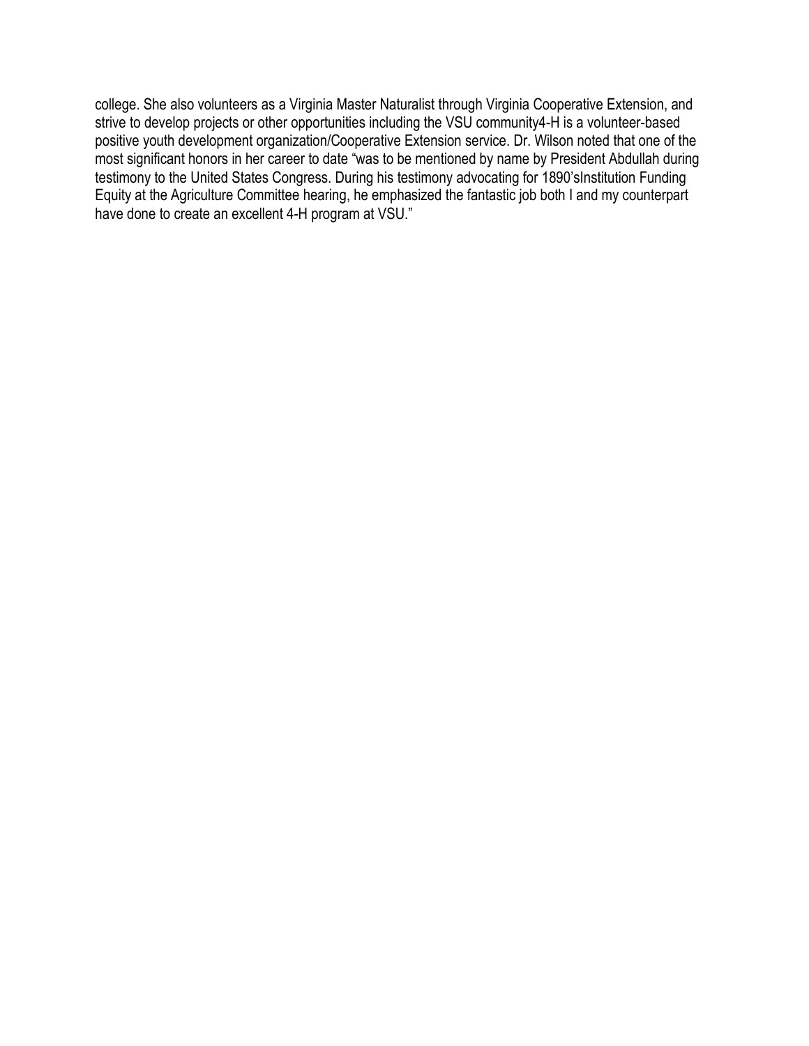college. She also volunteers as a Virginia Master Naturalist through Virginia Cooperative Extension, and strive to develop projects or other opportunities including the VSU community4-H is a volunteer-based positive youth development organization/Cooperative Extension service. Dr. Wilson noted that one of the most significant honors in her career to date "was to be mentioned by name by President Abdullah during testimony to the United States Congress. During his testimony advocating for 1890'sInstitution Funding Equity at the Agriculture Committee hearing, he emphasized the fantastic job both I and my counterpart have done to create an excellent 4-H program at VSU."